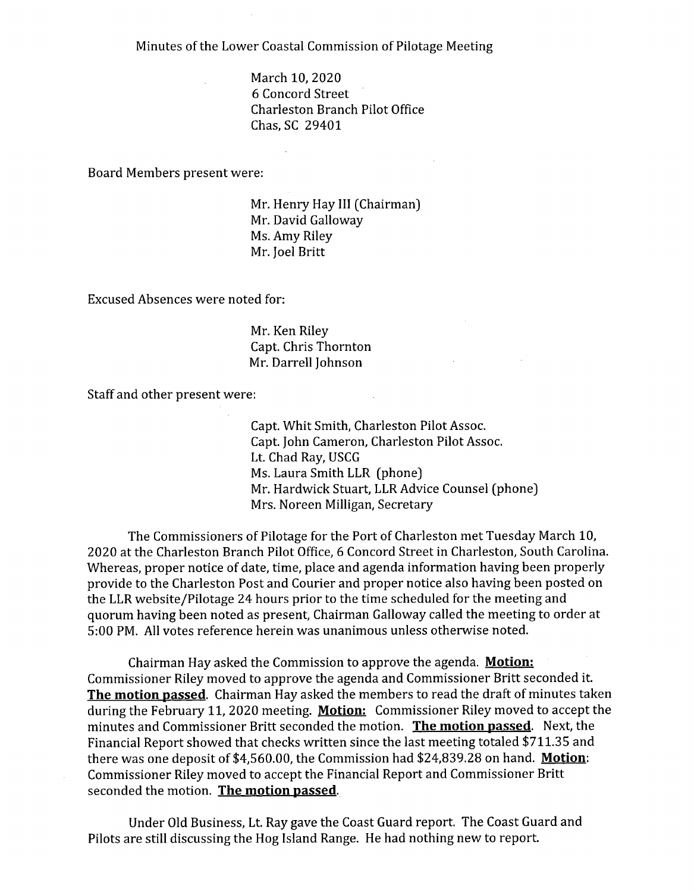Minutes of the Lower Coastal Commission of Pilotage Meeting

March 10, 2020
6 Concord Street
Charleston Branch Pilot Office
Chas, SC 29401

Board Members present were:

Mr. Henry Hay III (Chairman)
Mr. David Galloway
Ms. Amy Riley
Mr. Joel Britt

Excused Absences were noted for:

Mr. Ken Riley
Capt. Chris Thornton
Mr. Darrell Johnson

Staff and other present were:

Capt. Whit Smith, Charleston Pilot Assoc.
Capt. John Cameron, Charleston Pilot Assoc.
Lt. Chad Ray, USCG
Ms. Laura Smith LLR (phone)
Mr. Hardwick Stuart, LLR Advice Counsel (phone)
Mrs. Noreen Milligan, Secretary

The Commissioners of Pilotage for the Port of Charleston met Tuesday March 10, 2020 at the Charleston Branch Pilot Office, 6 Concord Street in Charleston, South Carolina. Whereas, proper notice of date, time, place and agenda information having been properly provide to the Charleston Post and Courier and proper notice also having been posted on the LLR website/Pilotage 24 hours prior to the time scheduled for the meeting and quorum having been noted as present, Chairman Galloway called the meeting to order at 5:00 PM. All votes reference herein was unanimous unless otherwise noted.

Chairman Hay asked the Commission to approve the agenda. **Motion:** Commissioner Riley moved to approve the agenda and Commissioner Britt seconded it. **The motion passed**. Chairman Hay asked the members to read the draft of minutes taken during the February 11, 2020 meeting. **Motion:** Commissioner Riley moved to accept the minutes and Commissioner Britt seconded the motion. **The motion passed**. Next, the Financial Report showed that checks written since the last meeting totaled $711.35 and there was one deposit of $4,560.00, the Commission had $24,839.28 on hand. **Motion**: Commissioner Riley moved to accept the Financial Report and Commissioner Britt seconded the motion. **The motion passed**.

Under Old Business, Lt. Ray gave the Coast Guard report. The Coast Guard and Pilots are still discussing the Hog Island Range. He had nothing new to report.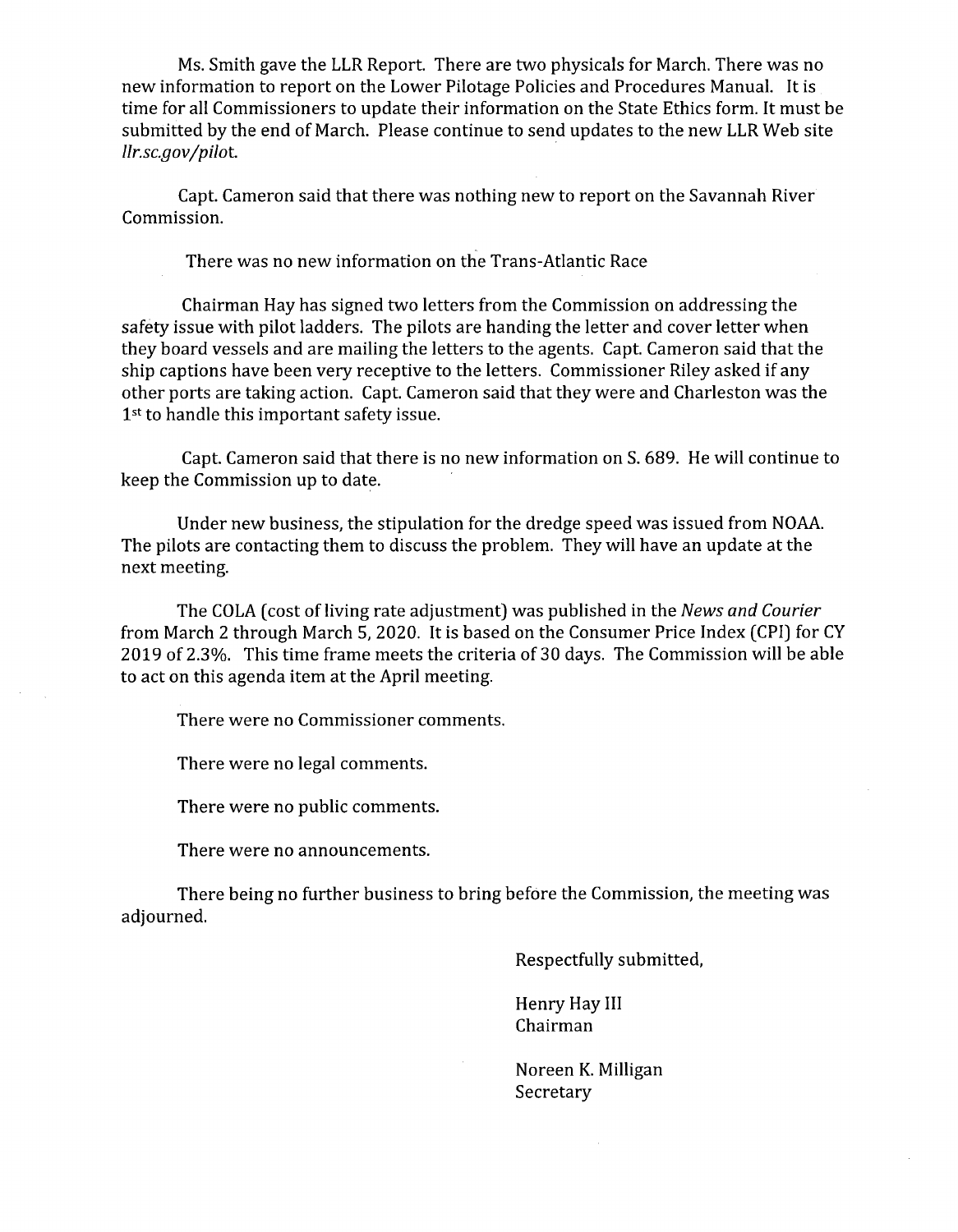Ms. Smith gave the LLR Report. There are two physicals for March. There was no new information to report on the Lower Pilotage Policies and Procedures Manual. It is time for all Commissioners to update their information on the State Ethics form. It must be submitted by the end of March. Please continue to send updates to the new LLR Web site *llr.sc.gov/pilot*.

Capt. Cameron said that there was nothing new to report on the Savannah River Commission.

There was no new information on the Trans-Atlantic Race

Chairman Hay has signed two letters from the Commission on addressing the safety issue with pilot ladders. The pilots are handing the letter and cover letter when they board vessels and are mailing the letters to the agents. Capt. Cameron said that the ship captions have been very receptive to the letters. Commissioner Riley asked if any other ports are taking action. Capt. Cameron said that they were and Charleston was the 1st to handle this important safety issue.

Capt. Cameron said that there is no new information on S. 689. He will continue to keep the Commission up to date.

Under new business, the stipulation for the dredge speed was issued from NOAA. The pilots are contacting them to discuss the problem. They will have an update at the next meeting.

The COLA (cost of living rate adjustment) was published in the *News and Courier* from March 2 through March 5, 2020. It is based on the Consumer Price Index (CPI) for CY 2019 of 2.3%. This time frame meets the criteria of 30 days. The Commission will be able to act on this agenda item at the April meeting.

There were no Commissioner comments.

There were no legal comments.

There were no public comments.

There were no announcements.

There being no further business to bring before the Commission, the meeting was adjourned.

Respectfully submitted,

Henry Hay III
Chairman

Noreen K. Milligan
Secretary